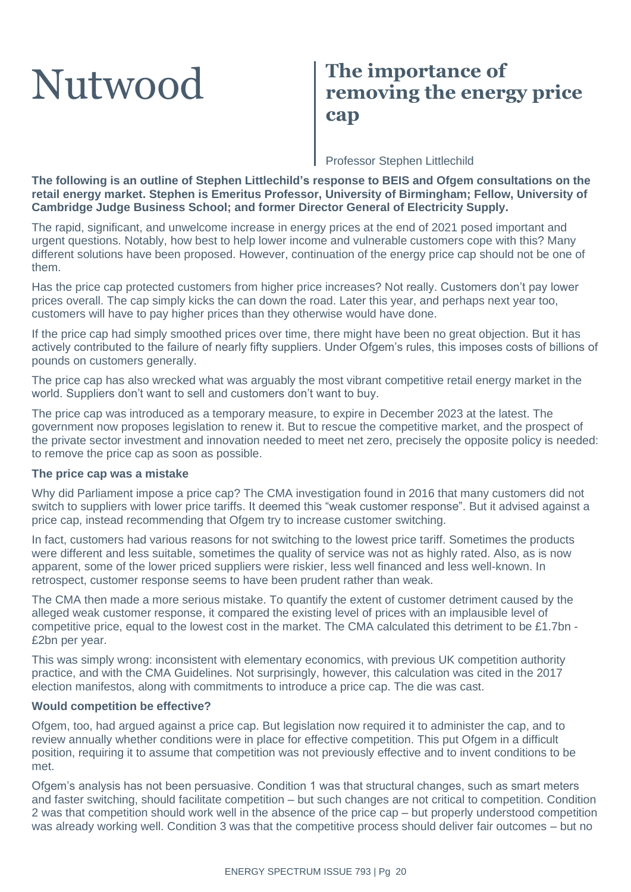Nutwood

# The importance of removing the energy price cap

Professor Stephen Littlechild

**The following is an outline of Stephen Littlechild's response to BEIS and Ofgem consultations on the retail energy market. Stephen is Emeritus Professor, University of Birmingham; Fellow, University of Cambridge Judge Business School; and former Director General of Electricity Supply.**

The rapid, significant, and unwelcome increase in energy prices at the end of 2021 posed important and urgent questions. Notably, how best to help lower income and vulnerable customers cope with this? Many different solutions have been proposed. However, continuation of the energy price cap should not be one of them.

Has the price cap protected customers from higher price increases? Not really. Customers don't pay lower prices overall. The cap simply kicks the can down the road. Later this year, and perhaps next year too, customers will have to pay higher prices than they otherwise would have done.

If the price cap had simply smoothed prices over time, there might have been no great objection. But it has actively contributed to the failure of nearly fifty suppliers. Under Ofgem's rules, this imposes costs of billions of pounds on customers generally.

The price cap has also wrecked what was arguably the most vibrant competitive retail energy market in the world. Suppliers don't want to sell and customers don't want to buy.

The price cap was introduced as a temporary measure, to expire in December 2023 at the latest. The government now proposes legislation to renew it. But to rescue the competitive market, and the prospect of the private sector investment and innovation needed to meet net zero, precisely the opposite policy is needed: to remove the price cap as soon as possible.

**The price cap was a mistake**

Why did Parliament impose a price cap? The CMA investigation found in 2016 that many customers did not switch to suppliers with lower price tariffs. It deemed this "weak customer response". But it advised against a price cap, instead recommending that Ofgem try to increase customer switching.

In fact, customers had various reasons for not switching to the lowest price tariff. Sometimes the products were different and less suitable, sometimes the quality of service was not as highly rated. Also, as is now apparent, some of the lower priced suppliers were riskier, less well financed and less well-known. In retrospect, customer response seems to have been prudent rather than weak.

The CMA then made a more serious mistake. To quantify the extent of customer detriment caused by the alleged weak customer response, it compared the existing level of prices with an implausible level of competitive price, equal to the lowest cost in the market. The CMA calculated this detriment to be £1.7bn - £2bn per year.

This was simply wrong: inconsistent with elementary economics, with previous UK competition authority practice, and with the CMA Guidelines. Not surprisingly, however, this calculation was cited in the 2017 election manifestos, along with commitments to introduce a price cap. The die was cast.

**Would competition be effective?**

Ofgem, too, had argued against a price cap. But legislation now required it to administer the cap, and to review annually whether conditions were in place for effective competition. This put Ofgem in a difficult position, requiring it to assume that competition was not previously effective and to invent conditions to be met.

Ofgem's analysis has not been persuasive. Condition 1 was that structural changes, such as smart meters and faster switching, should facilitate competition – but such changes are not critical to competition. Condition 2 was that competition should work well in the absence of the price cap – but properly understood competition was already working well. Condition 3 was that the competitive process should deliver fair outcomes – but no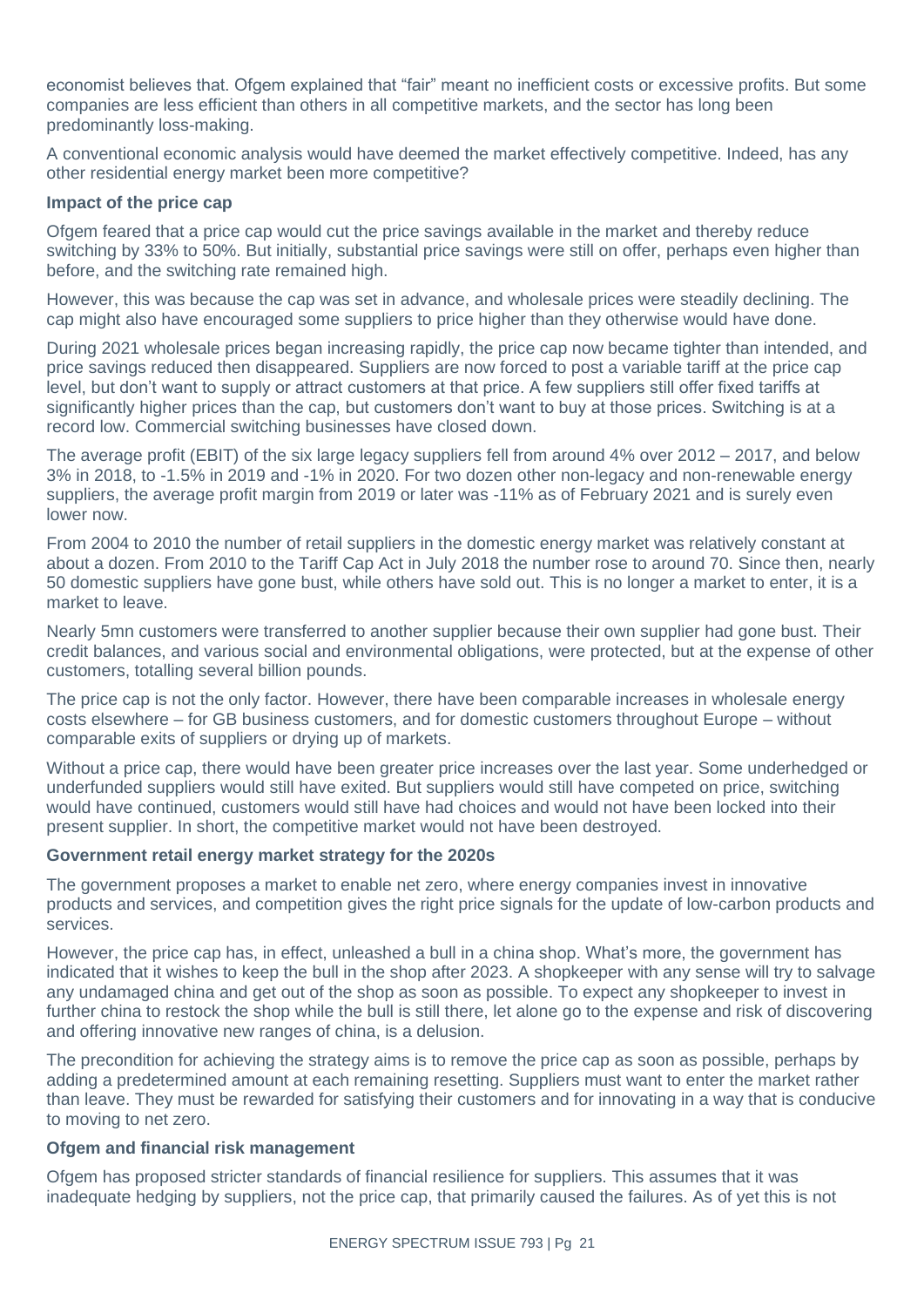economist believes that. Ofgem explained that "fair" meant no inefficient costs or excessive profits. But some companies are less efficient than others in all competitive markets, and the sector has long been predominantly loss-making.

A conventional economic analysis would have deemed the market effectively competitive. Indeed, has any other residential energy market been more competitive?

**Impact of the price cap**

Ofgem feared that a price cap would cut the price savings available in the market and thereby reduce switching by 33% to 50%. But initially, substantial price savings were still on offer, perhaps even higher than before, and the switching rate remained high.

However, this was because the cap was set in advance, and wholesale prices were steadily declining. The cap might also have encouraged some suppliers to price higher than they otherwise would have done.

During 2021 wholesale prices began increasing rapidly, the price cap now became tighter than intended, and price savings reduced then disappeared. Suppliers are now forced to post a variable tariff at the price cap level, but don't want to supply or attract customers at that price. A few suppliers still offer fixed tariffs at significantly higher prices than the cap, but customers don't want to buy at those prices. Switching is at a record low. Commercial switching businesses have closed down.

The average profit (EBIT) of the six large legacy suppliers fell from around 4% over 2012 – 2017, and below 3% in 2018, to -1.5% in 2019 and -1% in 2020. For two dozen other non-legacy and non-renewable energy suppliers, the average profit margin from 2019 or later was -11% as of February 2021 and is surely even lower now.

From 2004 to 2010 the number of retail suppliers in the domestic energy market was relatively constant at about a dozen. From 2010 to the Tariff Cap Act in July 2018 the number rose to around 70. Since then, nearly 50 domestic suppliers have gone bust, while others have sold out. This is no longer a market to enter, it is a market to leave.

Nearly 5mn customers were transferred to another supplier because their own supplier had gone bust. Their credit balances, and various social and environmental obligations, were protected, but at the expense of other customers, totalling several billion pounds.

The price cap is not the only factor. However, there have been comparable increases in wholesale energy costs elsewhere – for GB business customers, and for domestic customers throughout Europe – without comparable exits of suppliers or drying up of markets.

Without a price cap, there would have been greater price increases over the last year. Some underhedged or underfunded suppliers would still have exited. But suppliers would still have competed on price, switching would have continued, customers would still have had choices and would not have been locked into their present supplier. In short, the competitive market would not have been destroyed.

**Government retail energy market strategy for the 2020s**

The government proposes a market to enable net zero, where energy companies invest in innovative products and services, and competition gives the right price signals for the update of low-carbon products and services.

However, the price cap has, in effect, unleashed a bull in a china shop. What's more, the government has indicated that it wishes to keep the bull in the shop after 2023. A shopkeeper with any sense will try to salvage any undamaged china and get out of the shop as soon as possible. To expect any shopkeeper to invest in further china to restock the shop while the bull is still there, let alone go to the expense and risk of discovering and offering innovative new ranges of china, is a delusion.

The precondition for achieving the strategy aims is to remove the price cap as soon as possible, perhaps by adding a predetermined amount at each remaining resetting. Suppliers must want to enter the market rather than leave. They must be rewarded for satisfying their customers and for innovating in a way that is conducive to moving to net zero.

**Ofgem and financial risk management**

Ofgem has proposed stricter standards of financial resilience for suppliers. This assumes that it was inadequate hedging by suppliers, not the price cap, that primarily caused the failures. As of yet this is not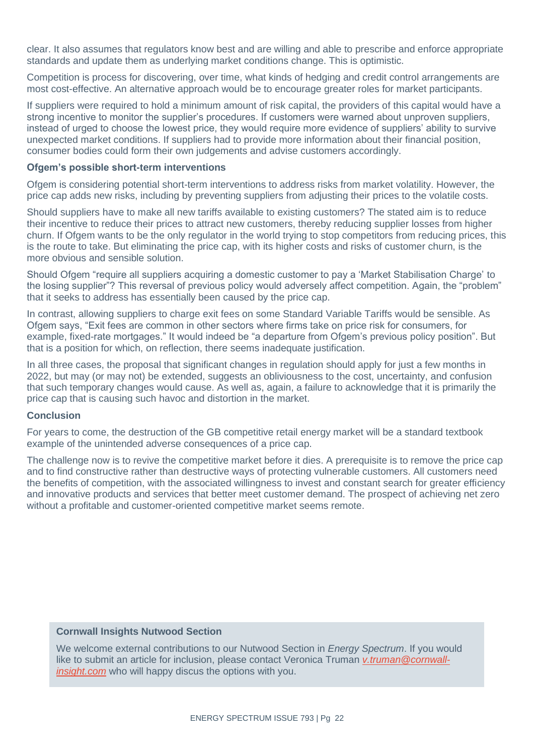clear. It also assumes that regulators know best and are willing and able to prescribe and enforce appropriate standards and update them as underlying market conditions change. This is optimistic.

Competition is process for discovering, over time, what kinds of hedging and credit control arrangements are most cost-effective. An alternative approach would be to encourage greater roles for market participants.

If suppliers were required to hold a minimum amount of risk capital, the providers of this capital would have a strong incentive to monitor the supplier's procedures. If customers were warned about unproven suppliers, instead of urged to choose the lowest price, they would require more evidence of suppliers' ability to survive unexpected market conditions. If suppliers had to provide more information about their financial position, consumer bodies could form their own judgements and advise customers accordingly.

**Ofgem's possible short-term interventions**

Ofgem is considering potential short-term interventions to address risks from market volatility. However, the price cap adds new risks, including by preventing suppliers from adjusting their prices to the volatile costs.

Should suppliers have to make all new tariffs available to existing customers? The stated aim is to reduce their incentive to reduce their prices to attract new customers, thereby reducing supplier losses from higher churn. If Ofgem wants to be the only regulator in the world trying to stop competitors from reducing prices, this is the route to take. But eliminating the price cap, with its higher costs and risks of customer churn, is the more obvious and sensible solution.

Should Ofgem "require all suppliers acquiring a domestic customer to pay a 'Market Stabilisation Charge' to the losing supplier"? This reversal of previous policy would adversely affect competition. Again, the "problem" that it seeks to address has essentially been caused by the price cap.

In contrast, allowing suppliers to charge exit fees on some Standard Variable Tariffs would be sensible. As Ofgem says, "Exit fees are common in other sectors where firms take on price risk for consumers, for example, fixed-rate mortgages." It would indeed be "a departure from Ofgem's previous policy position". But that is a position for which, on reflection, there seems inadequate justification.

In all three cases, the proposal that significant changes in regulation should apply for just a few months in 2022, but may (or may not) be extended, suggests an obliviousness to the cost, uncertainty, and confusion that such temporary changes would cause. As well as, again, a failure to acknowledge that it is primarily the price cap that is causing such havoc and distortion in the market.

**Conclusion**

For years to come, the destruction of the GB competitive retail energy market will be a standard textbook example of the unintended adverse consequences of a price cap.

The challenge now is to revive the competitive market before it dies. A prerequisite is to remove the price cap and to find constructive rather than destructive ways of protecting vulnerable customers. All customers need the benefits of competition, with the associated willingness to invest and constant search for greater efficiency and innovative products and services that better meet customer demand. The prospect of achieving net zero without a profitable and customer-oriented competitive market seems remote.

**Cornwall Insights Nutwood Section**

We welcome external contributions to our Nutwood Section in *Energy Spectrum*. If you would like to submit an article for inclusion, please contact Veronica Truman *v.truman@cornwall-insight.com* who will happy discus the options with you.